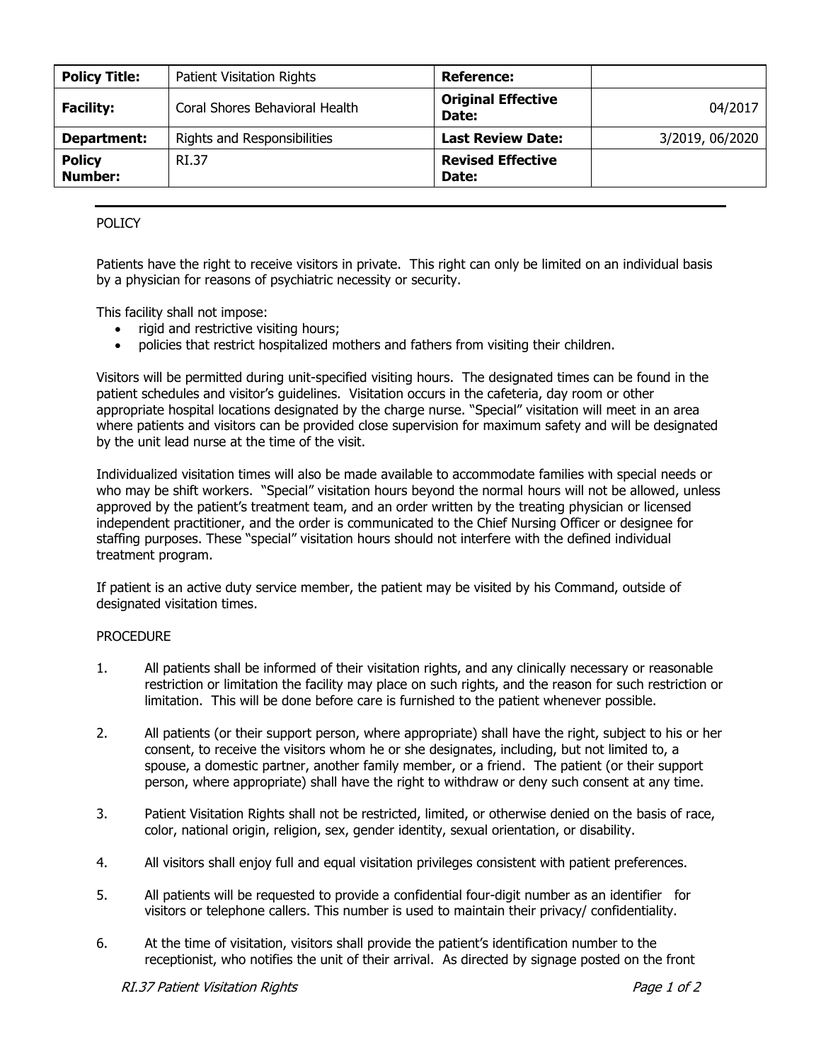| **Policy Title:** | Patient Visitation Rights | **Reference:** | |
|---|---|---|---|
| **Facility:** | Coral Shores Behavioral Health | **Original Effective Date:** | 04/2017 |
| **Department:** | Rights and Responsibilities | **Last Review Date:** | 3/2019, 06/2020 |
| **Policy Number:** | RI.37 | **Revised Effective Date:** | |

POLICY

Patients have the right to receive visitors in private. This right can only be limited on an individual basis by a physician for reasons of psychiatric necessity or security.

This facility shall not impose:

- rigid and restrictive visiting hours;
- policies that restrict hospitalized mothers and fathers from visiting their children.

Visitors will be permitted during unit-specified visiting hours. The designated times can be found in the patient schedules and visitor's guidelines. Visitation occurs in the cafeteria, day room or other appropriate hospital locations designated by the charge nurse. "Special" visitation will meet in an area where patients and visitors can be provided close supervision for maximum safety and will be designated by the unit lead nurse at the time of the visit.

Individualized visitation times will also be made available to accommodate families with special needs or who may be shift workers. "Special" visitation hours beyond the normal hours will not be allowed, unless approved by the patient's treatment team, and an order written by the treating physician or licensed independent practitioner, and the order is communicated to the Chief Nursing Officer or designee for staffing purposes. These "special" visitation hours should not interfere with the defined individual treatment program.

If patient is an active duty service member, the patient may be visited by his Command, outside of designated visitation times.

PROCEDURE

1. All patients shall be informed of their visitation rights, and any clinically necessary or reasonable restriction or limitation the facility may place on such rights, and the reason for such restriction or limitation. This will be done before care is furnished to the patient whenever possible.

2. All patients (or their support person, where appropriate) shall have the right, subject to his or her consent, to receive the visitors whom he or she designates, including, but not limited to, a spouse, a domestic partner, another family member, or a friend. The patient (or their support person, where appropriate) shall have the right to withdraw or deny such consent at any time.

3. Patient Visitation Rights shall not be restricted, limited, or otherwise denied on the basis of race, color, national origin, religion, sex, gender identity, sexual orientation, or disability.

4. All visitors shall enjoy full and equal visitation privileges consistent with patient preferences.

5. All patients will be requested to provide a confidential four-digit number as an identifier for visitors or telephone callers. This number is used to maintain their privacy/ confidentiality.

6. At the time of visitation, visitors shall provide the patient's identification number to the receptionist, who notifies the unit of their arrival. As directed by signage posted on the front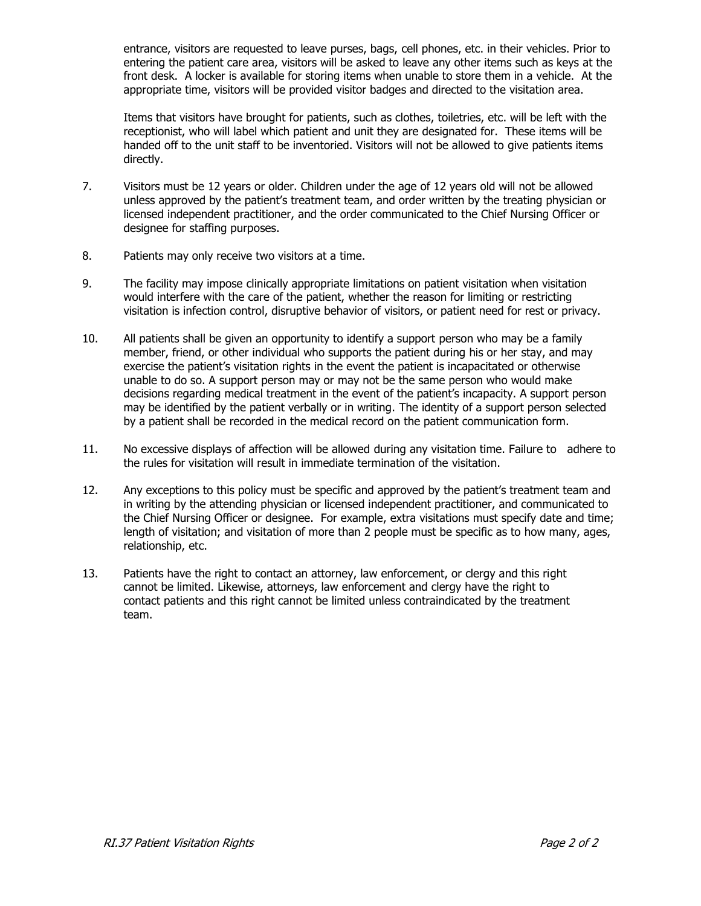entrance, visitors are requested to leave purses, bags, cell phones, etc. in their vehicles. Prior to entering the patient care area, visitors will be asked to leave any other items such as keys at the front desk. A locker is available for storing items when unable to store them in a vehicle. At the appropriate time, visitors will be provided visitor badges and directed to the visitation area.

Items that visitors have brought for patients, such as clothes, toiletries, etc. will be left with the receptionist, who will label which patient and unit they are designated for. These items will be handed off to the unit staff to be inventoried. Visitors will not be allowed to give patients items directly.

7. Visitors must be 12 years or older. Children under the age of 12 years old will not be allowed unless approved by the patient's treatment team, and order written by the treating physician or licensed independent practitioner, and the order communicated to the Chief Nursing Officer or designee for staffing purposes.

8. Patients may only receive two visitors at a time.

9. The facility may impose clinically appropriate limitations on patient visitation when visitation would interfere with the care of the patient, whether the reason for limiting or restricting visitation is infection control, disruptive behavior of visitors, or patient need for rest or privacy.

10. All patients shall be given an opportunity to identify a support person who may be a family member, friend, or other individual who supports the patient during his or her stay, and may exercise the patient's visitation rights in the event the patient is incapacitated or otherwise unable to do so. A support person may or may not be the same person who would make decisions regarding medical treatment in the event of the patient's incapacity. A support person may be identified by the patient verbally or in writing. The identity of a support person selected by a patient shall be recorded in the medical record on the patient communication form.

11. No excessive displays of affection will be allowed during any visitation time. Failure to adhere to the rules for visitation will result in immediate termination of the visitation.

12. Any exceptions to this policy must be specific and approved by the patient's treatment team and in writing by the attending physician or licensed independent practitioner, and communicated to the Chief Nursing Officer or designee. For example, extra visitations must specify date and time; length of visitation; and visitation of more than 2 people must be specific as to how many, ages, relationship, etc.

13. Patients have the right to contact an attorney, law enforcement, or clergy and this right cannot be limited. Likewise, attorneys, law enforcement and clergy have the right to contact patients and this right cannot be limited unless contraindicated by the treatment team.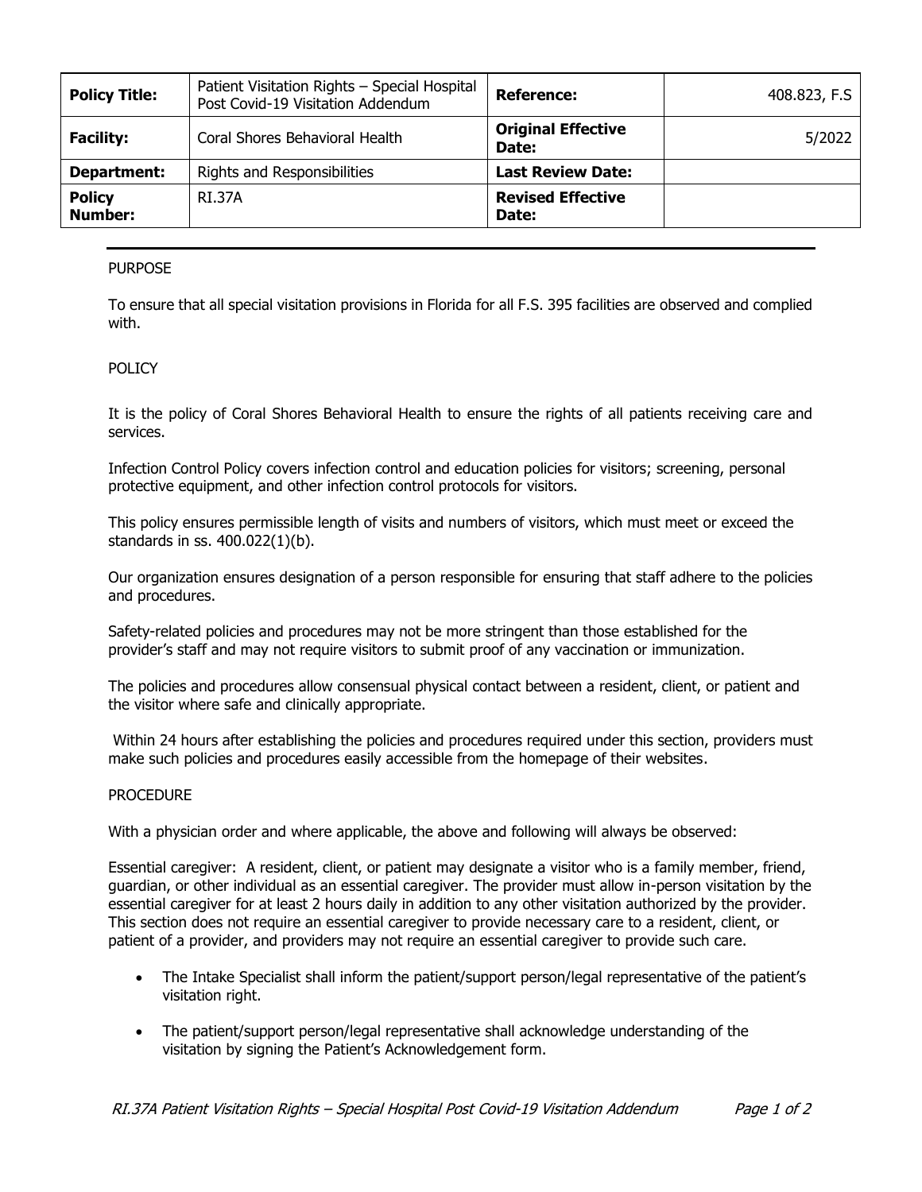| **Policy Title:** | Patient Visitation Rights – Special Hospital Post Covid-19 Visitation Addendum | **Reference:** | 408.823, F.S |
|---|---|---|---|
| **Facility:** | Coral Shores Behavioral Health | **Original Effective Date:** | 5/2022 |
| **Department:** | Rights and Responsibilities | **Last Review Date:** | |
| **Policy Number:** | RI.37A | **Revised Effective Date:** | |

PURPOSE

To ensure that all special visitation provisions in Florida for all F.S. 395 facilities are observed and complied with.

POLICY

It is the policy of Coral Shores Behavioral Health to ensure the rights of all patients receiving care and services.

Infection Control Policy covers infection control and education policies for visitors; screening, personal protective equipment, and other infection control protocols for visitors.

This policy ensures permissible length of visits and numbers of visitors, which must meet or exceed the standards in ss. 400.022(1)(b).

Our organization ensures designation of a person responsible for ensuring that staff adhere to the policies and procedures.

Safety-related policies and procedures may not be more stringent than those established for the provider's staff and may not require visitors to submit proof of any vaccination or immunization.

The policies and procedures allow consensual physical contact between a resident, client, or patient and the visitor where safe and clinically appropriate.

Within 24 hours after establishing the policies and procedures required under this section, providers must make such policies and procedures easily accessible from the homepage of their websites.

PROCEDURE

With a physician order and where applicable, the above and following will always be observed:

Essential caregiver: A resident, client, or patient may designate a visitor who is a family member, friend, guardian, or other individual as an essential caregiver. The provider must allow in-person visitation by the essential caregiver for at least 2 hours daily in addition to any other visitation authorized by the provider. This section does not require an essential caregiver to provide necessary care to a resident, client, or patient of a provider, and providers may not require an essential caregiver to provide such care.

- The Intake Specialist shall inform the patient/support person/legal representative of the patient's visitation right.
- The patient/support person/legal representative shall acknowledge understanding of the visitation by signing the Patient's Acknowledgement form.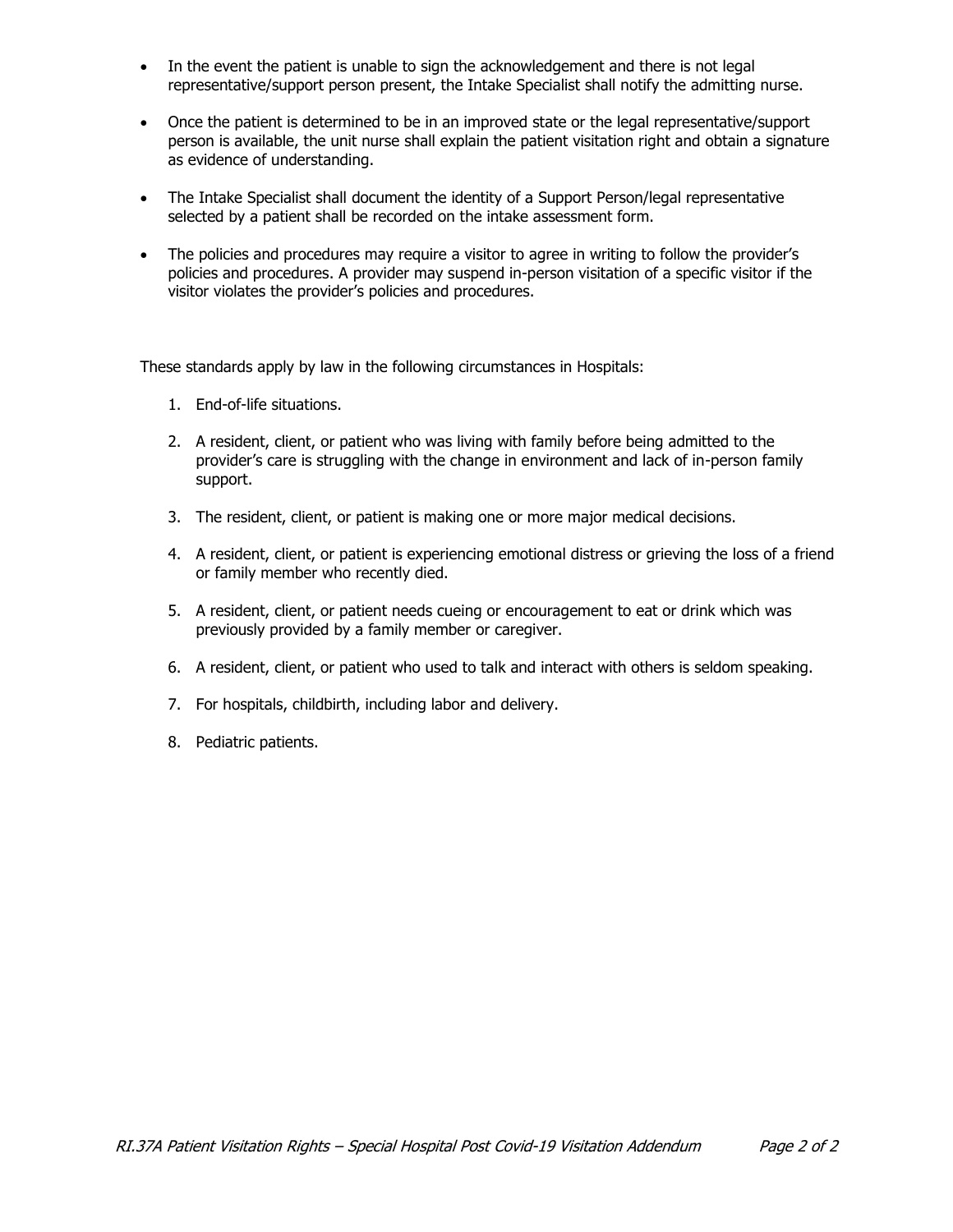- In the event the patient is unable to sign the acknowledgement and there is not legal representative/support person present, the Intake Specialist shall notify the admitting nurse.
- Once the patient is determined to be in an improved state or the legal representative/support person is available, the unit nurse shall explain the patient visitation right and obtain a signature as evidence of understanding.
- The Intake Specialist shall document the identity of a Support Person/legal representative selected by a patient shall be recorded on the intake assessment form.
- The policies and procedures may require a visitor to agree in writing to follow the provider's policies and procedures. A provider may suspend in-person visitation of a specific visitor if the visitor violates the provider's policies and procedures.

These standards apply by law in the following circumstances in Hospitals:

1. End-of-life situations.
2. A resident, client, or patient who was living with family before being admitted to the provider's care is struggling with the change in environment and lack of in-person family support.
3. The resident, client, or patient is making one or more major medical decisions.
4. A resident, client, or patient is experiencing emotional distress or grieving the loss of a friend or family member who recently died.
5. A resident, client, or patient needs cueing or encouragement to eat or drink which was previously provided by a family member or caregiver.
6. A resident, client, or patient who used to talk and interact with others is seldom speaking.
7. For hospitals, childbirth, including labor and delivery.
8. Pediatric patients.